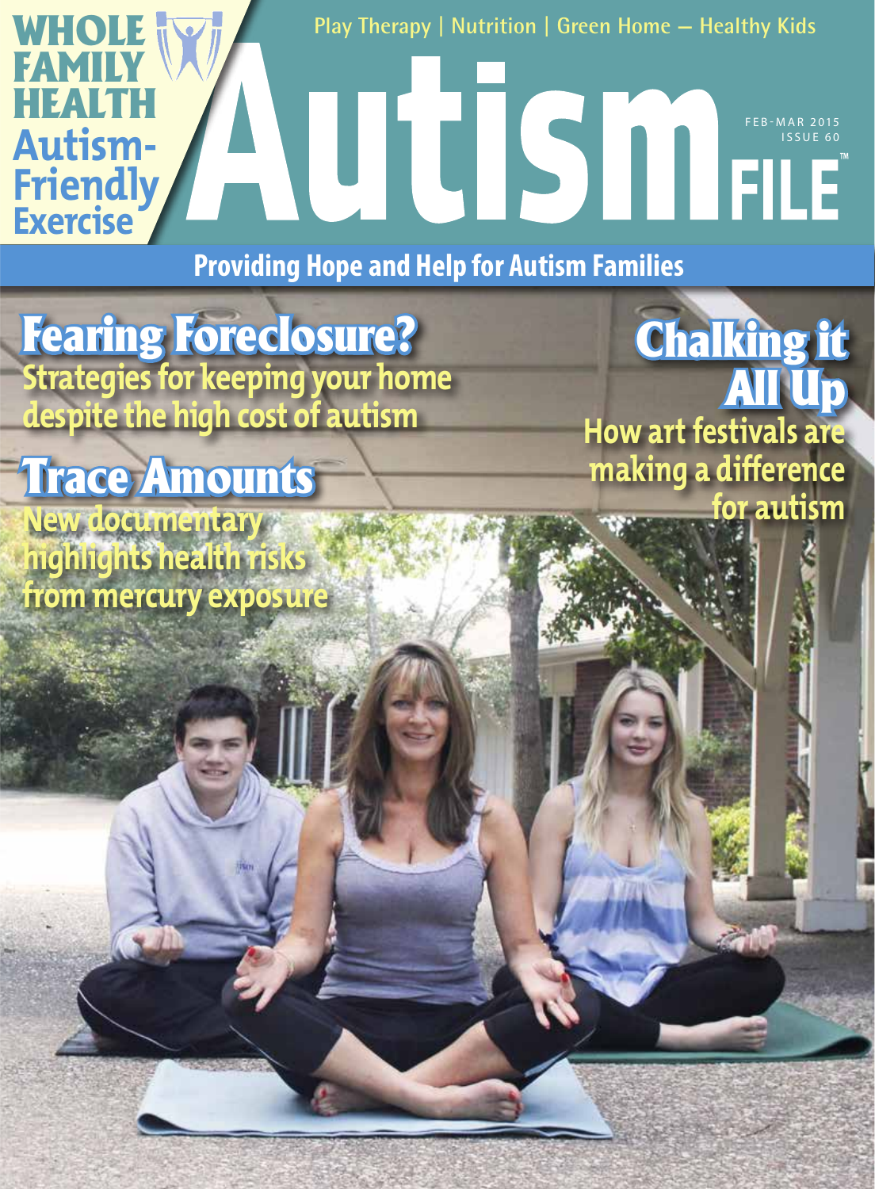# Autism FILE™

Play Therapy | Nutrition | Green Home — Healthy Kids

FEB-MAR 2015
ISSUE 60

**WHOLE FAMILY HEALTH**
**Autism-Friendly Exercise**

**Providing Hope and Help for Autism Families**

## Fearing Foreclosure?

Strategies for keeping your home despite the high cost of autism

## Trace Amounts

New documentary highlights health risks from mercury exposure

## Chalking it All Up

How art festivals are making a difference for autism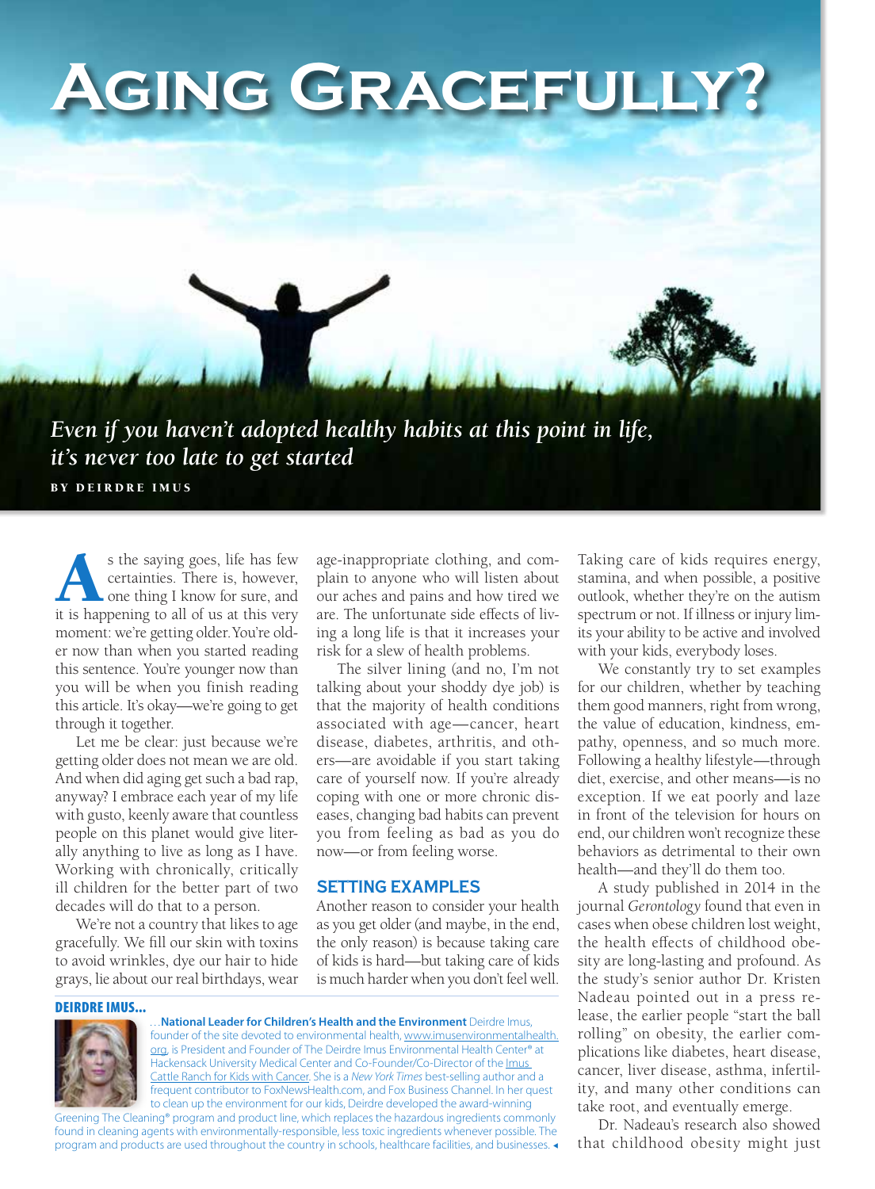# Aging Gracefully?

*Even if you haven't adopted healthy habits at this point in life, it's never too late to get started*

BY DEIRDRE IMUS

As the saying goes, life has few certainties. There is, however, one thing I know for sure, and it is happening to all of us at this very moment: we're getting older. You're older now than when you started reading this sentence. You're younger now than you will be when you finish reading this article. It's okay—we're going to get through it together.

Let me be clear: just because we're getting older does not mean we are old. And when did aging get such a bad rap, anyway? I embrace each year of my life with gusto, keenly aware that countless people on this planet would give literally anything to live as long as I have. Working with chronically, critically ill children for the better part of two decades will do that to a person.

We're not a country that likes to age gracefully. We fill our skin with toxins to avoid wrinkles, dye our hair to hide grays, lie about our real birthdays, wear age-inappropriate clothing, and complain to anyone who will listen about our aches and pains and how tired we are. The unfortunate side effects of living a long life is that it increases your risk for a slew of health problems.

The silver lining (and no, I'm not talking about your shoddy dye job) is that the majority of health conditions associated with age—cancer, heart disease, diabetes, arthritis, and others—are avoidable if you start taking care of yourself now. If you're already coping with one or more chronic diseases, changing bad habits can prevent you from feeling as bad as you do now—or from feeling worse.

## SETTING EXAMPLES

Another reason to consider your health as you get older (and maybe, in the end, the only reason) is because taking care of kids is hard—but taking care of kids is much harder when you don't feel well. Taking care of kids requires energy, stamina, and when possible, a positive outlook, whether they're on the autism spectrum or not. If illness or injury limits your ability to be active and involved with your kids, everybody loses.

We constantly try to set examples for our children, whether by teaching them good manners, right from wrong, the value of education, kindness, empathy, openness, and so much more. Following a healthy lifestyle—through diet, exercise, and other means—is no exception. If we eat poorly and laze in front of the television for hours on end, our children won't recognize these behaviors as detrimental to their own health—and they'll do them too.

A study published in 2014 in the journal *Gerontology* found that even in cases when obese children lost weight, the health effects of childhood obesity are long-lasting and profound. As the study's senior author Dr. Kristen Nadeau pointed out in a press release, the earlier people "start the ball rolling" on obesity, the earlier complications like diabetes, heart disease, cancer, liver disease, asthma, infertility, and many other conditions can take root, and eventually emerge.

Dr. Nadeau's research also showed that childhood obesity might just

---

**DEIRDRE IMUS...**

...**National Leader for Children's Health and the Environment** Deirdre Imus, founder of the site devoted to environmental health, www.imusenvironmentalhealth.org, is President and Founder of The Deirdre Imus Environmental Health Center® at Hackensack University Medical Center and Co-Founder/Co-Director of the Imus Cattle Ranch for Kids with Cancer. She is a *New York Times* best-selling author and a frequent contributor to FoxNewsHealth.com, and Fox Business Channel. In her quest to clean up the environment for our kids, Deirdre developed the award-winning Greening The Cleaning® program and product line, which replaces the hazardous ingredients commonly found in cleaning agents with environmentally-responsible, less toxic ingredients whenever possible. The program and products are used throughout the country in schools, healthcare facilities, and businesses.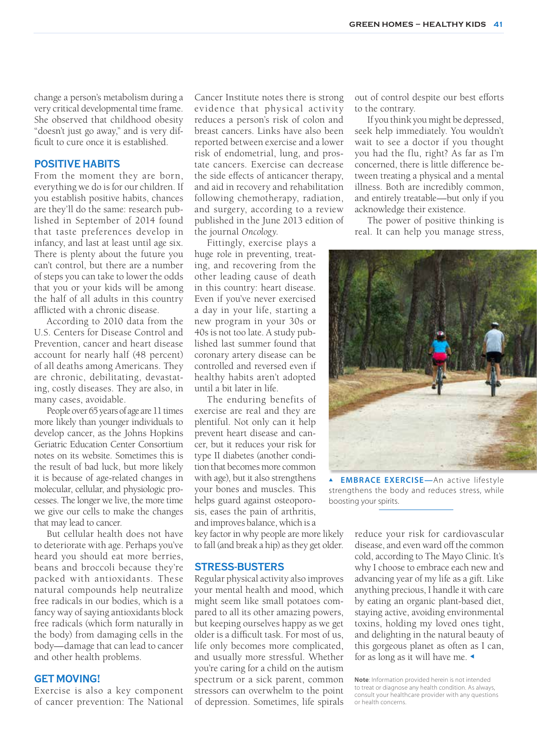change a person's metabolism during a very critical developmental time frame. She observed that childhood obesity "doesn't just go away," and is very difficult to cure once it is established.

## POSITIVE HABITS

From the moment they are born, everything we do is for our children. If you establish positive habits, chances are they'll do the same: research published in September of 2014 found that taste preferences develop in infancy, and last at least until age six. There is plenty about the future you can't control, but there are a number of steps you can take to lower the odds that you or your kids will be among the half of all adults in this country afflicted with a chronic disease.

According to 2010 data from the U.S. Centers for Disease Control and Prevention, cancer and heart disease account for nearly half (48 percent) of all deaths among Americans. They are chronic, debilitating, devastating, costly diseases. They are also, in many cases, avoidable.

People over 65 years of age are 11 times more likely than younger individuals to develop cancer, as the Johns Hopkins Geriatric Education Center Consortium notes on its website. Sometimes this is the result of bad luck, but more likely it is because of age-related changes in molecular, cellular, and physiologic processes. The longer we live, the more time we give our cells to make the changes that may lead to cancer.

But cellular health does not have to deteriorate with age. Perhaps you've heard you should eat more berries, beans and broccoli because they're packed with antioxidants. These natural compounds help neutralize free radicals in our bodies, which is a fancy way of saying antioxidants block free radicals (which form naturally in the body) from damaging cells in the body—damage that can lead to cancer and other health problems.

## GET MOVING!

Exercise is also a key component of cancer prevention: The National Cancer Institute notes there is strong evidence that physical activity reduces a person's risk of colon and breast cancers. Links have also been reported between exercise and a lower risk of endometrial, lung, and prostate cancers. Exercise can decrease the side effects of anticancer therapy, and aid in recovery and rehabilitation following chemotherapy, radiation, and surgery, according to a review published in the June 2013 edition of the journal *Oncology*.

Fittingly, exercise plays a huge role in preventing, treating, and recovering from the other leading cause of death in this country: heart disease. Even if you've never exercised a day in your life, starting a new program in your 30s or 40s is not too late. A study published last summer found that coronary artery disease can be controlled and reversed even if healthy habits aren't adopted until a bit later in life.

The enduring benefits of exercise are real and they are plentiful. Not only can it help prevent heart disease and cancer, but it reduces your risk for type II diabetes (another condition that becomes more common with age), but it also strengthens your bones and muscles. This helps guard against osteoporosis, eases the pain of arthritis, and improves balance, which is a key factor in why people are more likely to fall (and break a hip) as they get older.

## STRESS-BUSTERS

Regular physical activity also improves your mental health and mood, which might seem like small potatoes compared to all its other amazing powers, but keeping ourselves happy as we get older is a difficult task. For most of us, life only becomes more complicated, and usually more stressful. Whether you're caring for a child on the autism spectrum or a sick parent, common stressors can overwhelm to the point of depression. Sometimes, life spirals out of control despite our best efforts to the contrary.

If you think you might be depressed, seek help immediately. You wouldn't wait to see a doctor if you thought you had the flu, right? As far as I'm concerned, there is little difference between treating a physical and a mental illness. Both are incredibly common, and entirely treatable—but only if you acknowledge their existence.

The power of positive thinking is real. It can help you manage stress, reduce your risk for cardiovascular disease, and even ward off the common cold, according to The Mayo Clinic. It's why I choose to embrace each new and advancing year of my life as a gift. Like anything precious, I handle it with care by eating an organic plant-based diet, staying active, avoiding environmental toxins, holding my loved ones tight, and delighting in the natural beauty of this gorgeous planet as often as I can, for as long as it will have me.

**EMBRACE EXERCISE**—An active lifestyle strengthens the body and reduces stress, while boosting your spirits.

**Note**: Information provided herein is not intended to treat or diagnose any health condition. As always, consult your healthcare provider with any questions or health concerns.